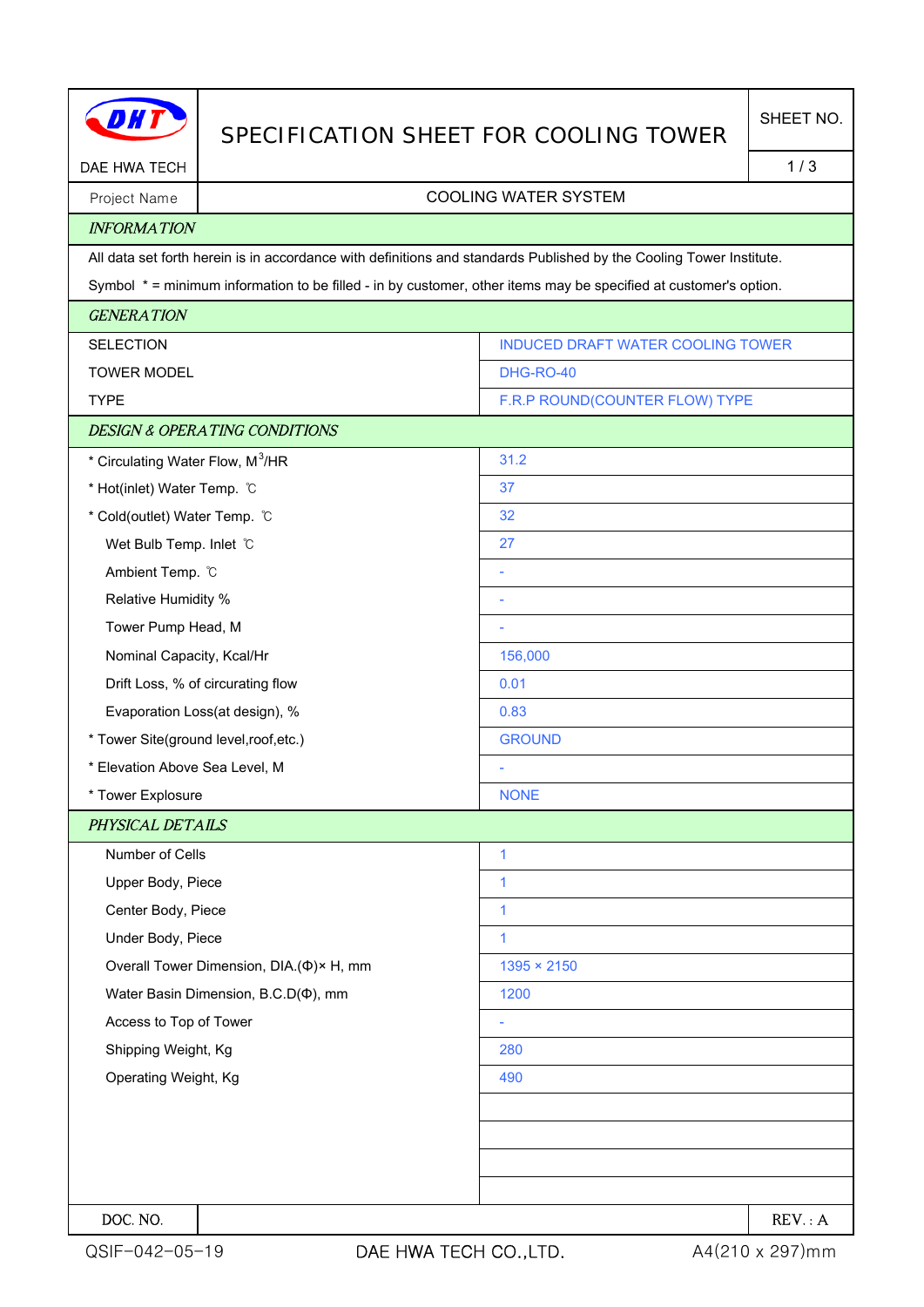# SPECIFICATION SHEET FOR COOLING TOWER

DAE HWA TECH

SHEET NO.

| Project Name | COOLING WATER SYSTEM |
|---|---|

## INFORMATION

All data set forth herein is in accordance with definitions and standards Published by the Cooling Tower Institute.

Symbol * = minimum information to be filled - in by customer, other items may be specified at customer's option.

## GENERATION

| | |
|---|---|
| SELECTION | INDUCED DRAFT WATER COOLING TOWER |
| TOWER MODEL | DHG-RO-40 |
| TYPE | F.R.P ROUND(COUNTER FLOW) TYPE |

## DESIGN & OPERATING CONDITIONS

| | |
|---|---|
| * Circulating Water Flow, $M^3$/HR | 31.2 |
| * Hot(inlet) Water Temp. ℃ | 37 |
| * Cold(outlet) Water Temp. ℃ | 32 |
| Wet Bulb Temp. Inlet ℃ | 27 |
| Ambient Temp. ℃ | - |
| Relative Humidity % | - |
| Tower Pump Head, M | - |
| Nominal Capacity, Kcal/Hr | 156,000 |
| Drift Loss, % of circurating flow | 0.01 |
| Evaporation Loss(at design), % | 0.83 |
| * Tower Site(ground level,roof,etc.) | GROUND |
| * Elevation Above Sea Level, M | - |
| * Tower Explosure | NONE |

## PHYSICAL DETAILS

| | |
|---|---|
| Number of Cells | 1 |
| Upper Body, Piece | 1 |
| Center Body, Piece | 1 |
| Under Body, Piece | 1 |
| Overall Tower Dimension, DIA.(Φ)× H, mm | 1395 × 2150 |
| Water Basin Dimension, B.C.D(Φ), mm | 1200 |
| Access to Top of Tower | - |
| Shipping Weight, Kg | 280 |
| Operating Weight, Kg | 490 |

| DOC. NO. | | REV. : A |
|---|---|---|

QSIF-042-05-19 DAE HWA TECH CO.,LTD. A4(210 x 297)mm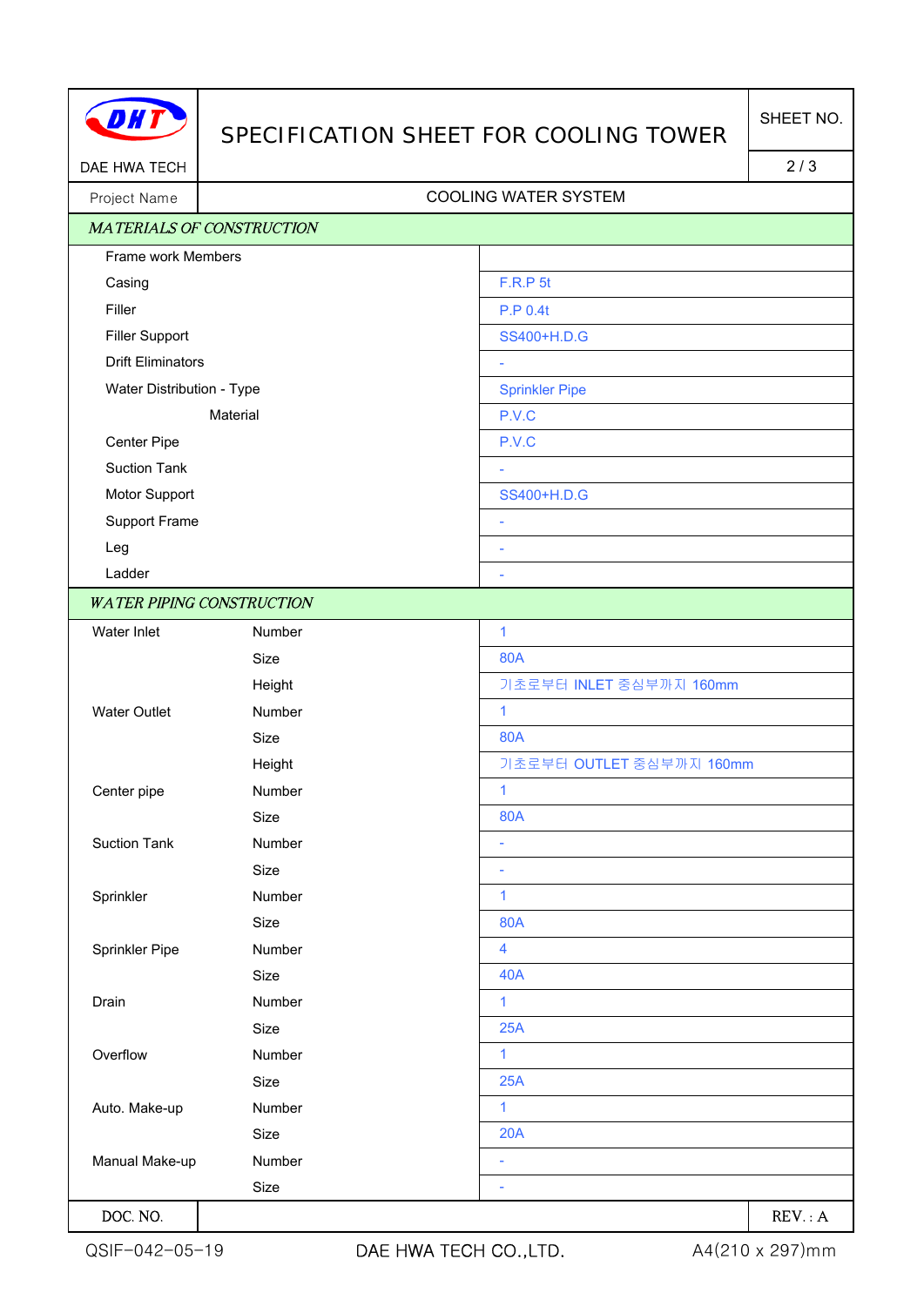DHT
DAE HWA TECH

# SPECIFICATION SHEET FOR COOLING TOWER

SHEET NO. 2 / 3

| Project Name | COOLING WATER SYSTEM |
|---|---|

## *MATERIALS OF CONSTRUCTION*

| Item | Specification |
|---|---|
| Frame work Members | |
| Casing | F.R.P 5t |
| Filler | P.P 0.4t |
| Filler Support | SS400+H.D.G |
| Drift Eliminators | - |
| Water Distribution - Type | Sprinkler Pipe |
| Material | P.V.C |
| Center Pipe | P.V.C |
| Suction Tank | - |
| Motor Support | SS400+H.D.G |
| Support Frame | - |
| Leg | - |
| Ladder | - |

## *WATER PIPING CONSTRUCTION*

| Item | | Specification |
|---|---|---|
| Water Inlet | Number | 1 |
| | Size | 80A |
| | Height | 기초로부터 INLET 중심부까지 160mm |
| Water Outlet | Number | 1 |
| | Size | 80A |
| | Height | 기초로부터 OUTLET 중심부까지 160mm |
| Center pipe | Number | 1 |
| | Size | 80A |
| Suction Tank | Number | - |
| | Size | - |
| Sprinkler | Number | 1 |
| | Size | 80A |
| Sprinkler Pipe | Number | 4 |
| | Size | 40A |
| Drain | Number | 1 |
| | Size | 25A |
| Overflow | Number | 1 |
| | Size | 25A |
| Auto. Make-up | Number | 1 |
| | Size | 20A |
| Manual Make-up | Number | - |
| | Size | - |

| DOC. NO. | | REV. : A |
|---|---|---|

QSIF-042-05-19 DAE HWA TECH CO.,LTD. A4(210 x 297)mm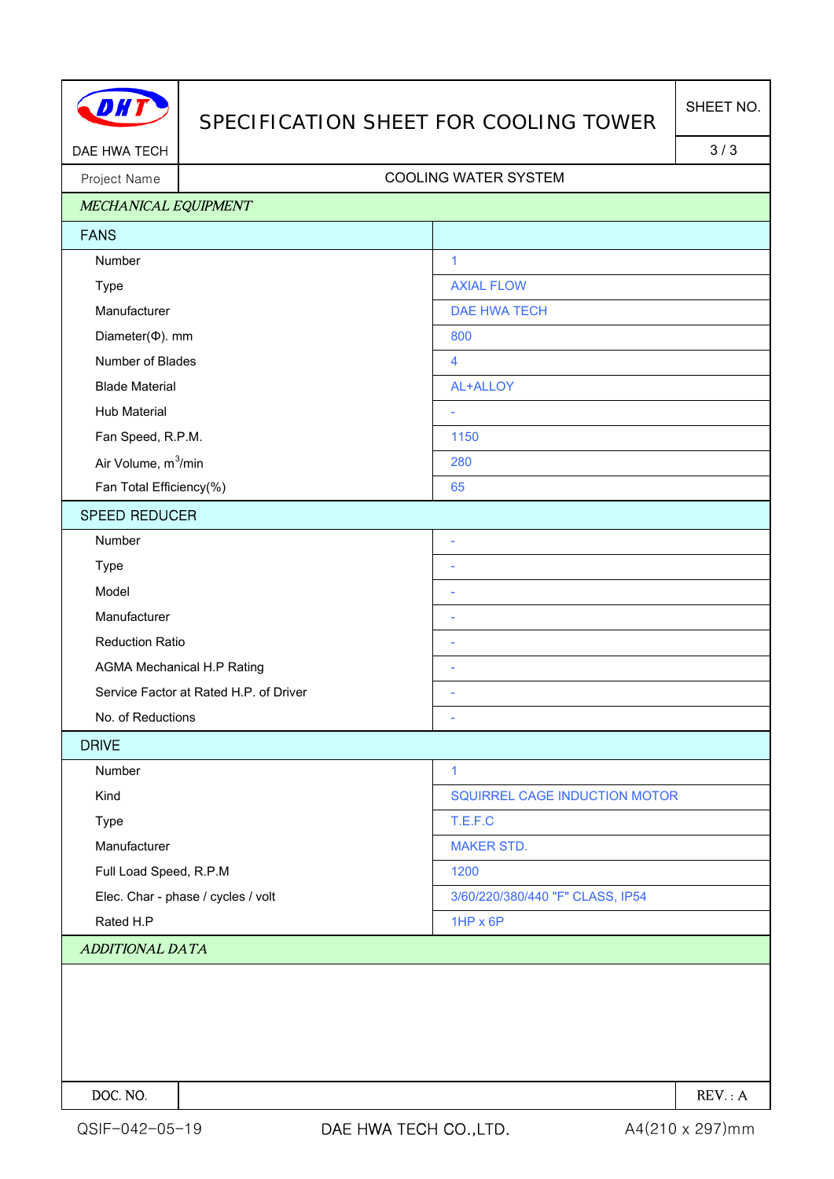DAE HWA TECH

# SPECIFICATION SHEET FOR COOLING TOWER

SHEET NO. 3 / 3

| Project Name | COOLING WATER SYSTEM |
|---|---|

## *MECHANICAL EQUIPMENT*

| FANS | |
|---|---|
| Number | 1 |
| Type | AXIAL FLOW |
| Manufacturer | DAE HWA TECH |
| Diameter(Φ). mm | 800 |
| Number of Blades | 4 |
| Blade Material | AL+ALLOY |
| Hub Material | - |
| Fan Speed, R.P.M. | 1150 |
| Air Volume, $m^3$/min | 280 |
| Fan Total Efficiency(%) | 65 |

| SPEED REDUCER | |
|---|---|
| Number | - |
| Type | - |
| Model | - |
| Manufacturer | - |
| Reduction Ratio | - |
| AGMA Mechanical H.P Rating | - |
| Service Factor at Rated H.P. of Driver | - |
| No. of Reductions | - |

| DRIVE | |
|---|---|
| Number | 1 |
| Kind | SQUIRREL CAGE INDUCTION MOTOR |
| Type | T.E.F.C |
| Manufacturer | MAKER STD. |
| Full Load Speed, R.P.M | 1200 |
| Elec. Char - phase / cycles / volt | 3/60/220/380/440 "F" CLASS, IP54 |
| Rated H.P | 1HP x 6P |

## *ADDITIONAL DATA*

| DOC. NO. | | REV. : A |
|---|---|---|

QSIF-042-05-19 DAE HWA TECH CO.,LTD. A4(210 x 297)mm